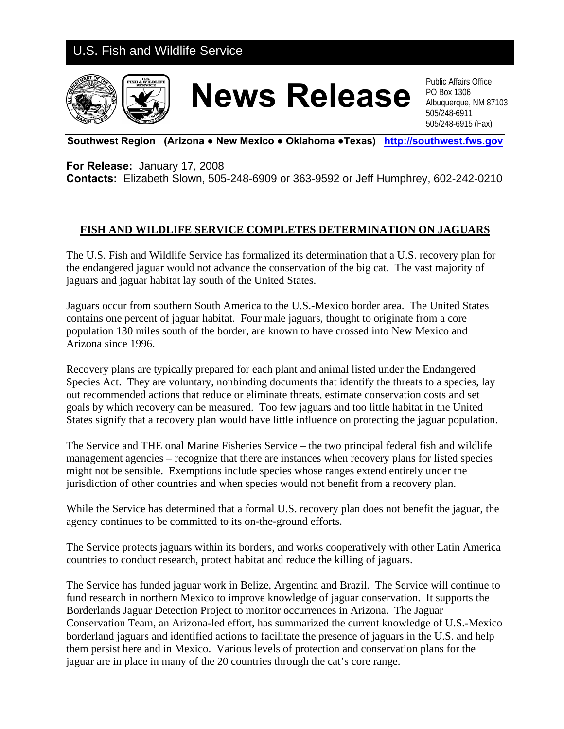U.S. Fish and Wildlife Service

# News Release

Public Affairs Office
PO Box 1306
Albuquerque, NM 87103
505/248-6911
505/248-6915 (Fax)

**Southwest Region (Arizona ● New Mexico ● Oklahoma ●Texas)** http://southwest.fws.gov

**For Release:** January 17, 2008
**Contacts:** Elizabeth Slown, 505-248-6909 or 363-9592 or Jeff Humphrey, 602-242-0210

## FISH AND WILDLIFE SERVICE COMPLETES DETERMINATION ON JAGUARS

The U.S. Fish and Wildlife Service has formalized its determination that a U.S. recovery plan for the endangered jaguar would not advance the conservation of the big cat. The vast majority of jaguars and jaguar habitat lay south of the United States.

Jaguars occur from southern South America to the U.S.-Mexico border area. The United States contains one percent of jaguar habitat. Four male jaguars, thought to originate from a core population 130 miles south of the border, are known to have crossed into New Mexico and Arizona since 1996.

Recovery plans are typically prepared for each plant and animal listed under the Endangered Species Act. They are voluntary, nonbinding documents that identify the threats to a species, lay out recommended actions that reduce or eliminate threats, estimate conservation costs and set goals by which recovery can be measured. Too few jaguars and too little habitat in the United States signify that a recovery plan would have little influence on protecting the jaguar population.

The Service and THE onal Marine Fisheries Service – the two principal federal fish and wildlife management agencies – recognize that there are instances when recovery plans for listed species might not be sensible. Exemptions include species whose ranges extend entirely under the jurisdiction of other countries and when species would not benefit from a recovery plan.

While the Service has determined that a formal U.S. recovery plan does not benefit the jaguar, the agency continues to be committed to its on-the-ground efforts.

The Service protects jaguars within its borders, and works cooperatively with other Latin America countries to conduct research, protect habitat and reduce the killing of jaguars.

The Service has funded jaguar work in Belize, Argentina and Brazil. The Service will continue to fund research in northern Mexico to improve knowledge of jaguar conservation. It supports the Borderlands Jaguar Detection Project to monitor occurrences in Arizona. The Jaguar Conservation Team, an Arizona-led effort, has summarized the current knowledge of U.S.-Mexico borderland jaguars and identified actions to facilitate the presence of jaguars in the U.S. and help them persist here and in Mexico. Various levels of protection and conservation plans for the jaguar are in place in many of the 20 countries through the cat's core range.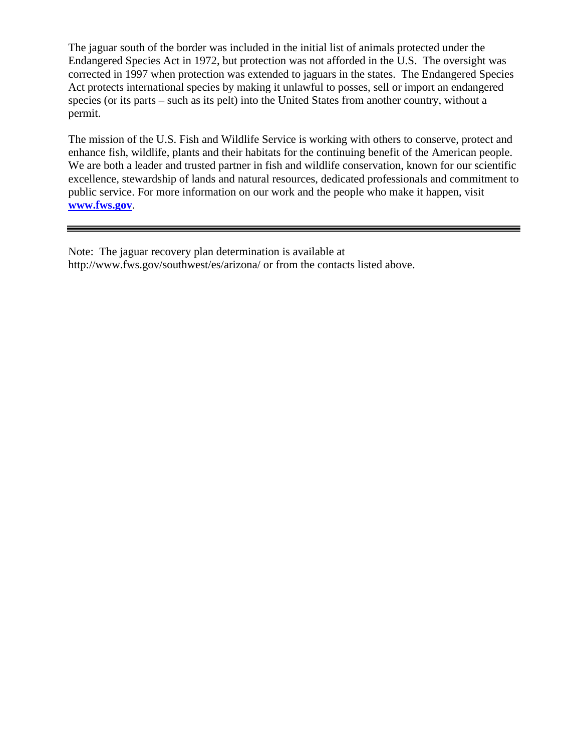The jaguar south of the border was included in the initial list of animals protected under the Endangered Species Act in 1972, but protection was not afforded in the U.S. The oversight was corrected in 1997 when protection was extended to jaguars in the states. The Endangered Species Act protects international species by making it unlawful to posses, sell or import an endangered species (or its parts – such as its pelt) into the United States from another country, without a permit.

The mission of the U.S. Fish and Wildlife Service is working with others to conserve, protect and enhance fish, wildlife, plants and their habitats for the continuing benefit of the American people. We are both a leader and trusted partner in fish and wildlife conservation, known for our scientific excellence, stewardship of lands and natural resources, dedicated professionals and commitment to public service. For more information on our work and the people who make it happen, visit **[www.fws.gov](http://www.fws.gov)**.

---

Note: The jaguar recovery plan determination is available at http://www.fws.gov/southwest/es/arizona/ or from the contacts listed above.